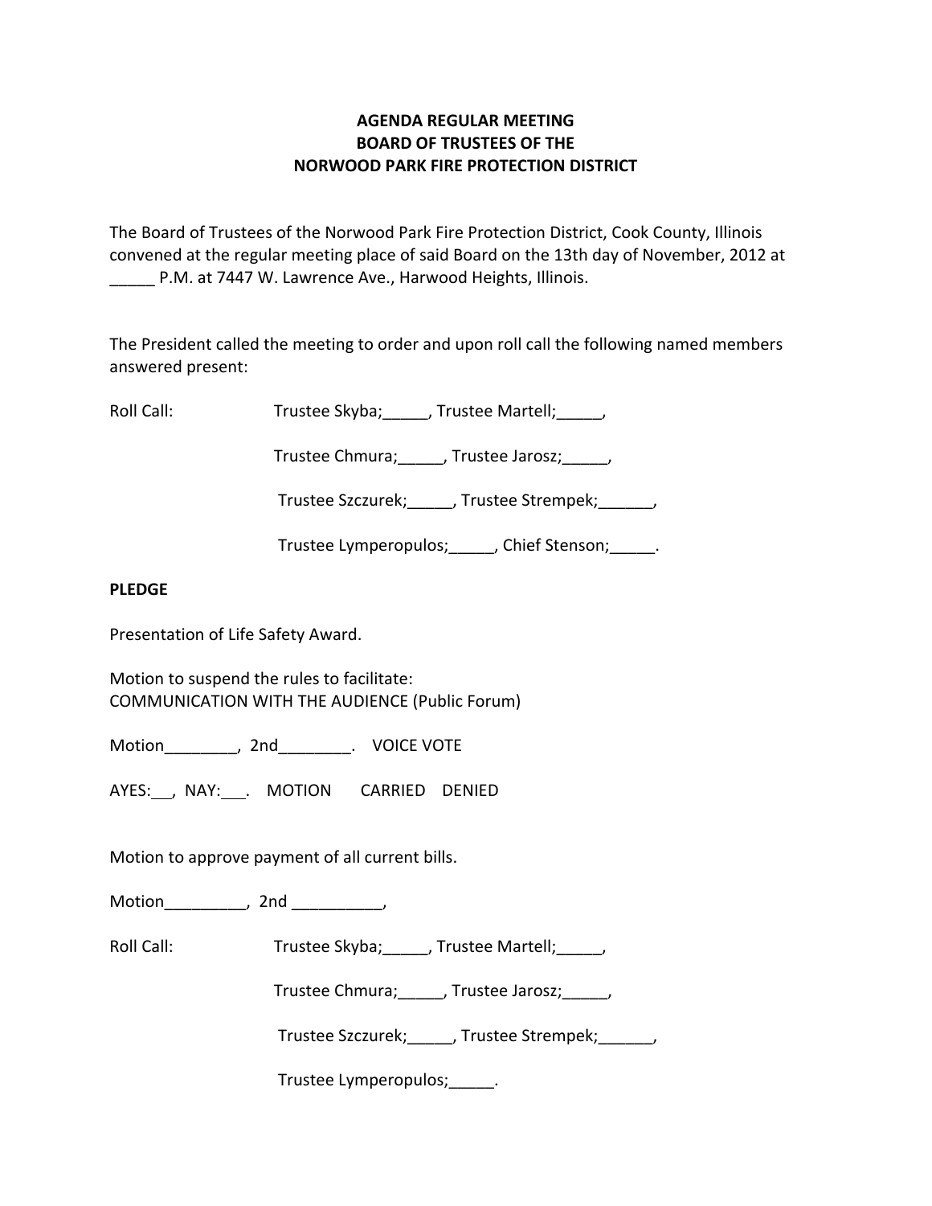**AGENDA REGULAR MEETING**
**BOARD OF TRUSTEES OF THE**
**NORWOOD PARK FIRE PROTECTION DISTRICT**

The Board of Trustees of the Norwood Park Fire Protection District, Cook County, Illinois convened at the regular meeting place of said Board on the 13th day of November, 2012 at _____ P.M. at 7447 W. Lawrence Ave., Harwood Heights, Illinois.

The President called the meeting to order and upon roll call the following named members answered present:

Roll Call: Trustee Skyba;_____, Trustee Martell;_____,

Trustee Chmura;_____, Trustee Jarosz;_____,

Trustee Szczurek;_____, Trustee Strempek;______,

Trustee Lymperopulos;_____, Chief Stenson;_____.

**PLEDGE**

Presentation of Life Safety Award.

Motion to suspend the rules to facilitate:
COMMUNICATION WITH THE AUDIENCE (Public Forum)

Motion________, 2nd________. VOICE VOTE

AYES:__, NAY:___. MOTION CARRIED DENIED

Motion to approve payment of all current bills.

Motion_________, 2nd __________,

Roll Call: Trustee Skyba;_____, Trustee Martell;_____,

Trustee Chmura;_____, Trustee Jarosz;_____,

Trustee Szczurek;_____, Trustee Strempek;______,

Trustee Lymperopulos;_____.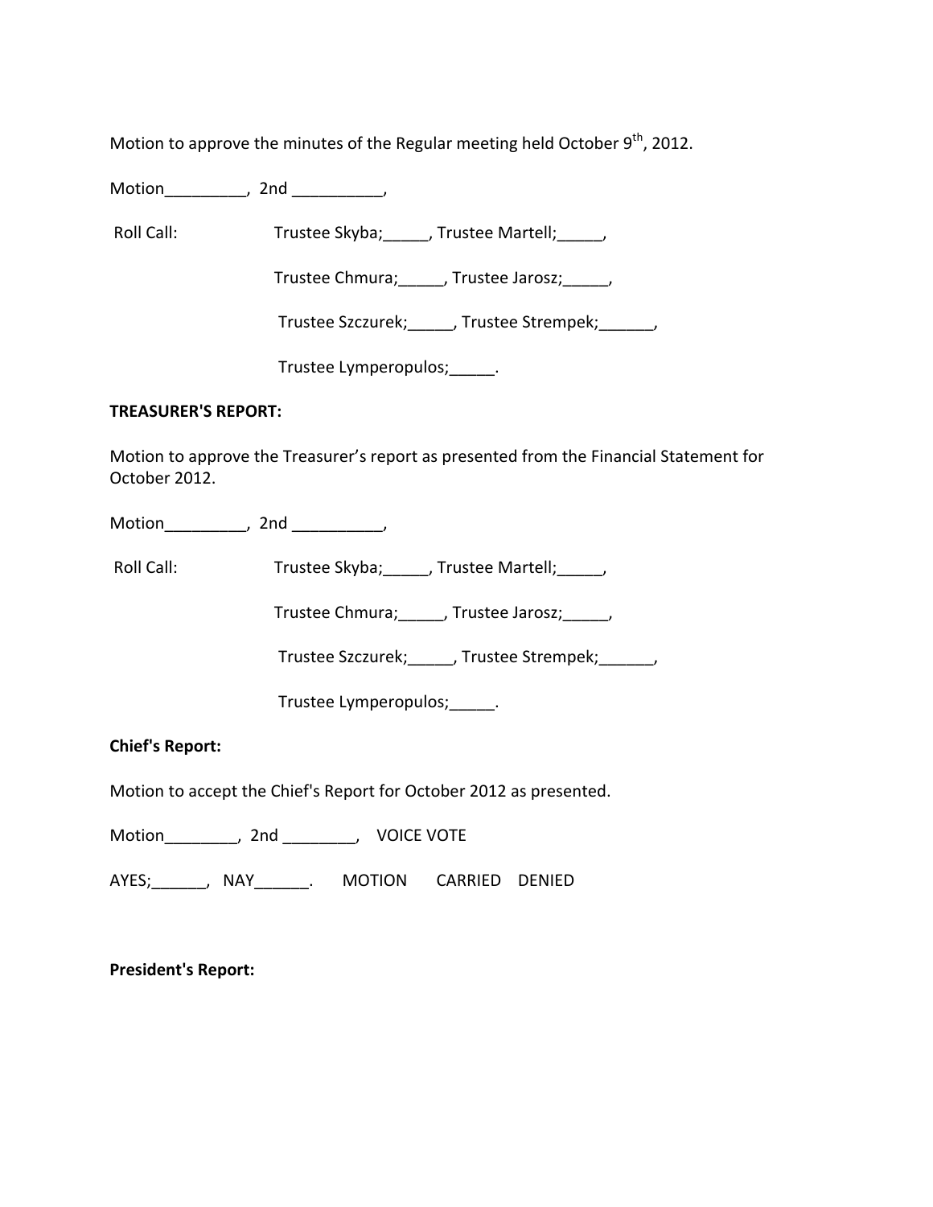Motion to approve the minutes of the Regular meeting held October 9th, 2012.

Motion_________, 2nd __________,

Roll Call: Trustee Skyba;_____, Trustee Martell;_____,

Trustee Chmura;_____, Trustee Jarosz;_____,

Trustee Szczurek;_____, Trustee Strempek;______,

Trustee Lymperopulos;_____.

**TREASURER'S REPORT:**

Motion to approve the Treasurer's report as presented from the Financial Statement for October 2012.

Motion_________, 2nd __________,

Roll Call: Trustee Skyba;_____, Trustee Martell;_____,

Trustee Chmura;_____, Trustee Jarosz;_____,

Trustee Szczurek;_____, Trustee Strempek;______,

Trustee Lymperopulos;_____.

**Chief's Report:**

Motion to accept the Chief's Report for October 2012 as presented.

Motion________, 2nd ________, VOICE VOTE

AYES;______, NAY______. MOTION CARRIED DENIED

**President's Report:**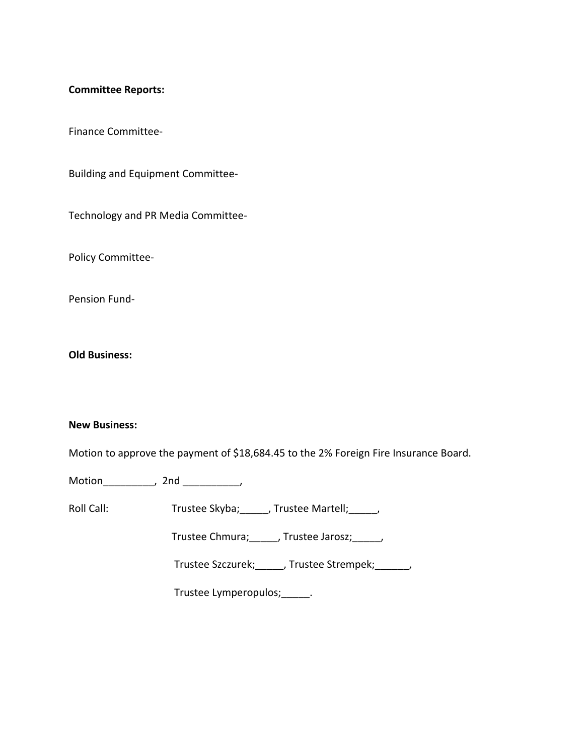**Committee Reports:**

Finance Committee-

Building and Equipment Committee-

Technology and PR Media Committee-

Policy Committee-

Pension Fund-

**Old Business:**

**New Business:**

Motion to approve the payment of $18,684.45 to the 2% Foreign Fire Insurance Board.

Motion_________, 2nd __________,

Roll Call: Trustee Skyba;_____, Trustee Martell;_____,

Trustee Chmura;_____, Trustee Jarosz;_____,

Trustee Szczurek;_____, Trustee Strempek;______,

Trustee Lymperopulos;_____.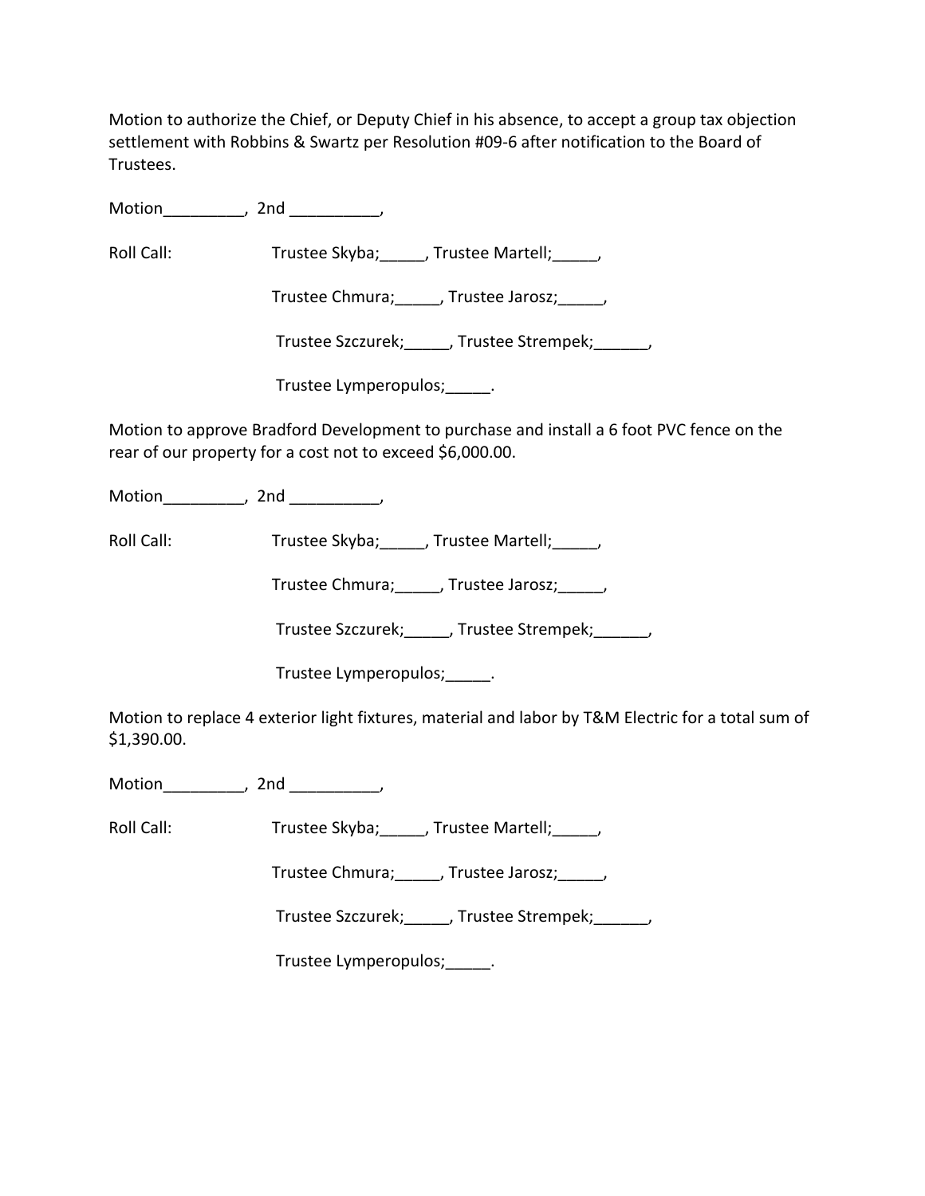Motion to authorize the Chief, or Deputy Chief in his absence, to accept a group tax objection settlement with Robbins & Swartz per Resolution #09-6 after notification to the Board of Trustees.

Motion_________, 2nd __________,

Roll Call: Trustee Skyba;_____, Trustee Martell;_____,

Trustee Chmura;_____, Trustee Jarosz;_____,

Trustee Szczurek;_____, Trustee Strempek;______,

Trustee Lymperopulos;_____.

Motion to approve Bradford Development to purchase and install a 6 foot PVC fence on the rear of our property for a cost not to exceed $6,000.00.

Motion_________, 2nd __________,

Roll Call: Trustee Skyba;_____, Trustee Martell;_____,

Trustee Chmura;_____, Trustee Jarosz;_____,

Trustee Szczurek;_____, Trustee Strempek;______,

Trustee Lymperopulos;_____.

Motion to replace 4 exterior light fixtures, material and labor by T&M Electric for a total sum of $1,390.00.

Motion_________, 2nd __________,

Roll Call: Trustee Skyba;_____, Trustee Martell;_____,

Trustee Chmura;_____, Trustee Jarosz;_____,

Trustee Szczurek;_____, Trustee Strempek;______,

Trustee Lymperopulos;_____.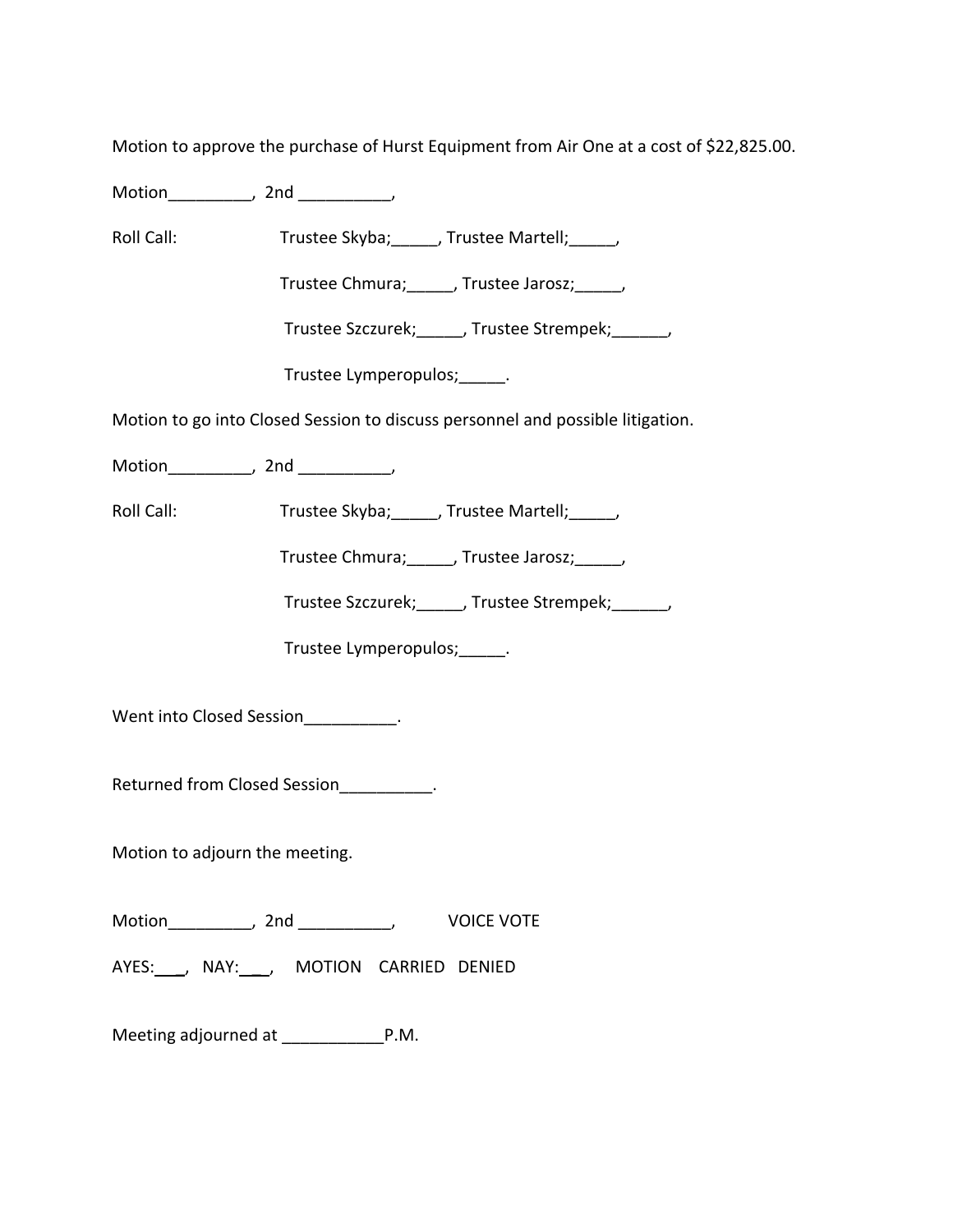Motion to approve the purchase of Hurst Equipment from Air One at a cost of $22,825.00.

Motion_________, 2nd __________,

Roll Call: Trustee Skyba;_____, Trustee Martell;_____,

Trustee Chmura;_____, Trustee Jarosz;_____,

Trustee Szczurek;_____, Trustee Strempek;______,

Trustee Lymperopulos;_____.

Motion to go into Closed Session to discuss personnel and possible litigation.

Motion_________, 2nd __________,

Roll Call: Trustee Skyba;_____, Trustee Martell;_____,

Trustee Chmura;_____, Trustee Jarosz;_____,

Trustee Szczurek;_____, Trustee Strempek;______,

Trustee Lymperopulos;_____.

Went into Closed Session__________.

Returned from Closed Session__________.

Motion to adjourn the meeting.

Motion_________, 2nd __________, VOICE VOTE

AYES:___, NAY:___, MOTION CARRIED DENIED

Meeting adjourned at ___________P.M.